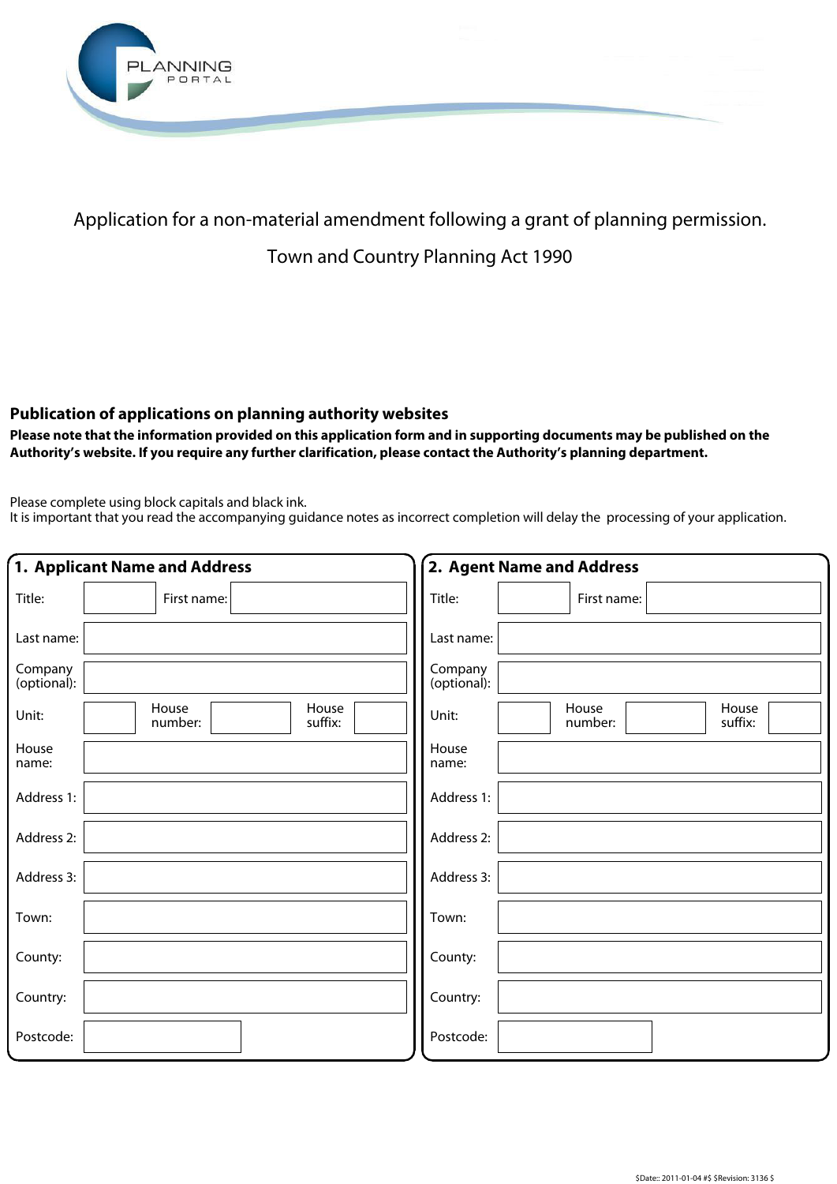PLANNING PORTAL

# Application for a non-material amendment following a grant of planning permission.

Town and Country Planning Act 1990

## Publication of applications on planning authority websites

**Please note that the information provided on this application form and in supporting documents may be published on the Authority's website. If you require any further clarification, please contact the Authority's planning department.**

Please complete using block capitals and black ink.
It is important that you read the accompanying guidance notes as incorrect completion will delay the processing of your application.

## 1. Applicant Name and Address

| | |
|---|---|
| Title: | |
| First name: | |
| Last name: | |
| Company (optional): | |
| Unit: | |
| House number: | |
| House suffix: | |
| House name: | |
| Address 1: | |
| Address 2: | |
| Address 3: | |
| Town: | |
| County: | |
| Country: | |
| Postcode: | |

## 2. Agent Name and Address

| | |
|---|---|
| Title: | |
| First name: | |
| Last name: | |
| Company (optional): | |
| Unit: | |
| House number: | |
| House suffix: | |
| House name: | |
| Address 1: | |
| Address 2: | |
| Address 3: | |
| Town: | |
| County: | |
| Country: | |
| Postcode: | |

$Date:: 2011-01-04 #$ $Revision: 3136 $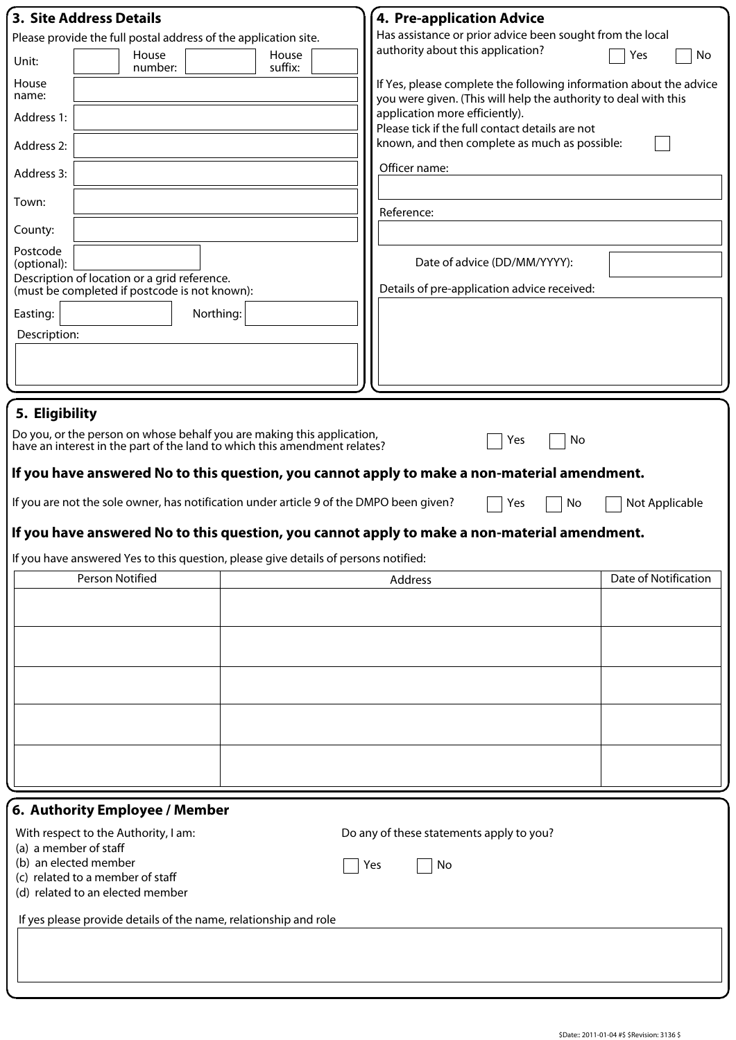## 3. Site Address Details

Please provide the full postal address of the application site.

Unit: House number: House suffix:

House name:

Address 1:

Address 2:

Address 3:

Town:

County:

Postcode (optional):

Description of location or a grid reference. (must be completed if postcode is not known):

Easting: Northing:

Description:

## 4. Pre-application Advice

Has assistance or prior advice been sought from the local authority about this application? ☐ Yes ☐ No

If Yes, please complete the following information about the advice you were given. (This will help the authority to deal with this application more efficiently).

Please tick if the full contact details are not known, and then complete as much as possible: ☐

Officer name:

Reference:

Date of advice (DD/MM/YYYY):

Details of pre-application advice received:

## 5. Eligibility

Do you, or the person on whose behalf you are making this application, have an interest in the part of the land to which this amendment relates? ☐ Yes ☐ No

**If you have answered No to this question, you cannot apply to make a non-material amendment.**

If you are not the sole owner, has notification under article 9 of the DMPO been given? ☐ Yes ☐ No ☐ Not Applicable

**If you have answered No to this question, you cannot apply to make a non-material amendment.**

If you have answered Yes to this question, please give details of persons notified:

| Person Notified | Address | Date of Notification |
|---|---|---|
| | | |
| | | |
| | | |
| | | |
| | | |

## 6. Authority Employee / Member

With respect to the Authority, I am:

(a) a member of staff
(b) an elected member
(c) related to a member of staff
(d) related to an elected member

Do any of these statements apply to you? ☐ Yes ☐ No

If yes please provide details of the name, relationship and role

$Date:: 2011-01-04 #$ $Revision: 3136 $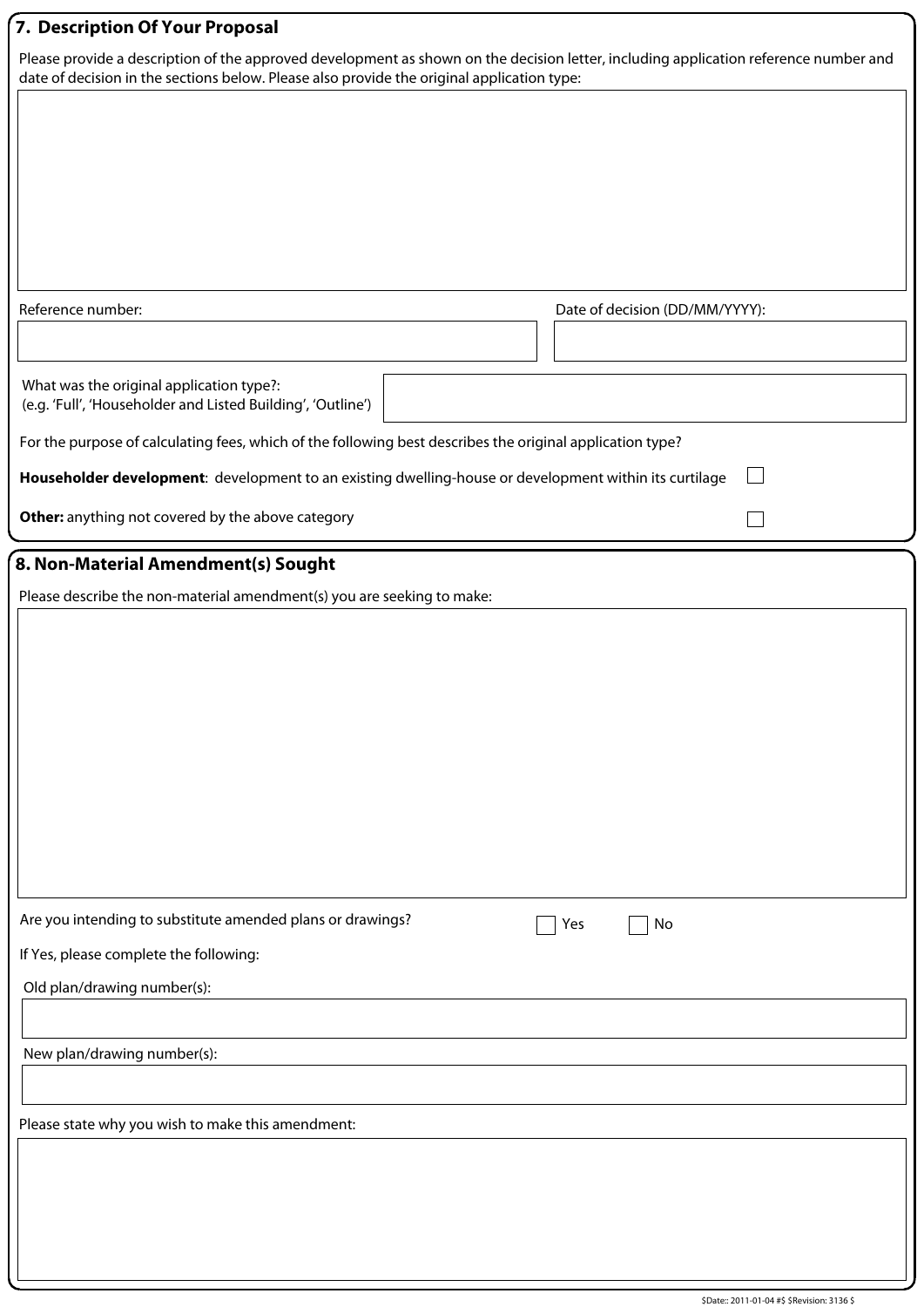## 7. Description Of Your Proposal

Please provide a description of the approved development as shown on the decision letter, including application reference number and date of decision in the sections below. Please also provide the original application type:

Reference number:

Date of decision (DD/MM/YYYY):

What was the original application type?:
(e.g. 'Full', 'Householder and Listed Building', 'Outline')

For the purpose of calculating fees, which of the following best describes the original application type?

**Householder development**: development to an existing dwelling-house or development within its curtilage ☐

**Other:** anything not covered by the above category ☐

## 8. Non-Material Amendment(s) Sought

Please describe the non-material amendment(s) you are seeking to make:

Are you intending to substitute amended plans or drawings? ☐ Yes ☐ No

If Yes, please complete the following:

Old plan/drawing number(s):

New plan/drawing number(s):

Please state why you wish to make this amendment:

$Date:: 2011-01-04 #$ $Revision: 3136 $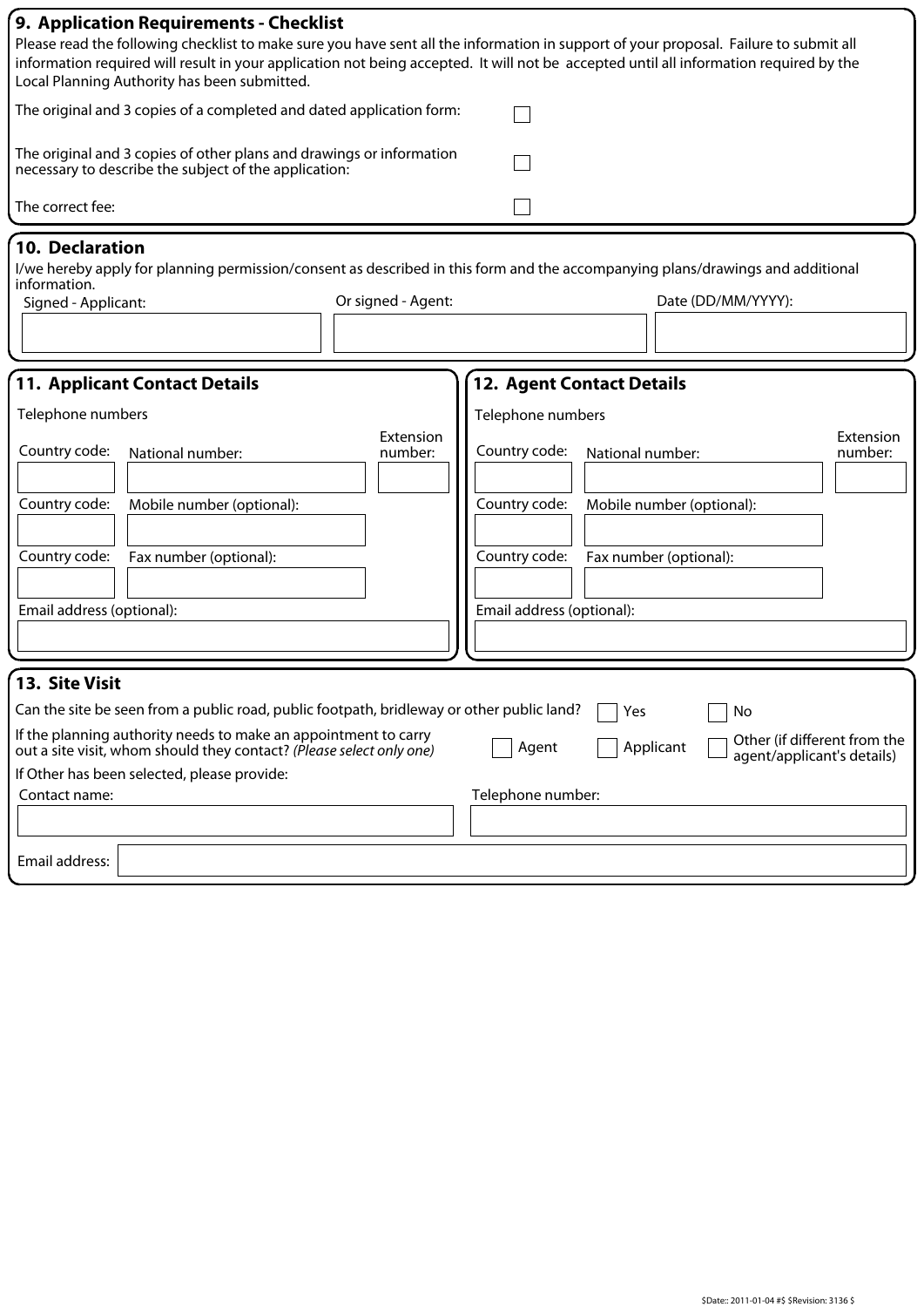## 9. Application Requirements - Checklist

Please read the following checklist to make sure you have sent all the information in support of your proposal. Failure to submit all information required will result in your application not being accepted. It will not be accepted until all information required by the Local Planning Authority has been submitted.

The original and 3 copies of a completed and dated application form: ☐

The original and 3 copies of other plans and drawings or information necessary to describe the subject of the application: ☐

The correct fee: ☐

## 10. Declaration

I/we hereby apply for planning permission/consent as described in this form and the accompanying plans/drawings and additional information.

| Signed - Applicant: | Or signed - Agent: | Date (DD/MM/YYYY): |
|---|---|---|
| | | |

## 11. Applicant Contact Details

Telephone numbers

| Country code: | National number: | Extension number: |
|---|---|---|
| | | |

| Country code: | Mobile number (optional): |
|---|---|
| | |

| Country code: | Fax number (optional): |
|---|---|
| | |

Email address (optional):

## 12. Agent Contact Details

Telephone numbers

| Country code: | National number: | Extension number: |
|---|---|---|
| | | |

| Country code: | Mobile number (optional): |
|---|---|
| | |

| Country code: | Fax number (optional): |
|---|---|
| | |

Email address (optional):

## 13. Site Visit

Can the site be seen from a public road, public footpath, bridleway or other public land? ☐ Yes ☐ No

If the planning authority needs to make an appointment to carry out a site visit, whom should they contact? *(Please select only one)* ☐ Agent ☐ Applicant ☐ Other (if different from the agent/applicant's details)

If Other has been selected, please provide:

| Contact name: | Telephone number: |
|---|---|
| | |

Email address:

$Date:: 2011-01-04 #$ $Revision: 3136 $